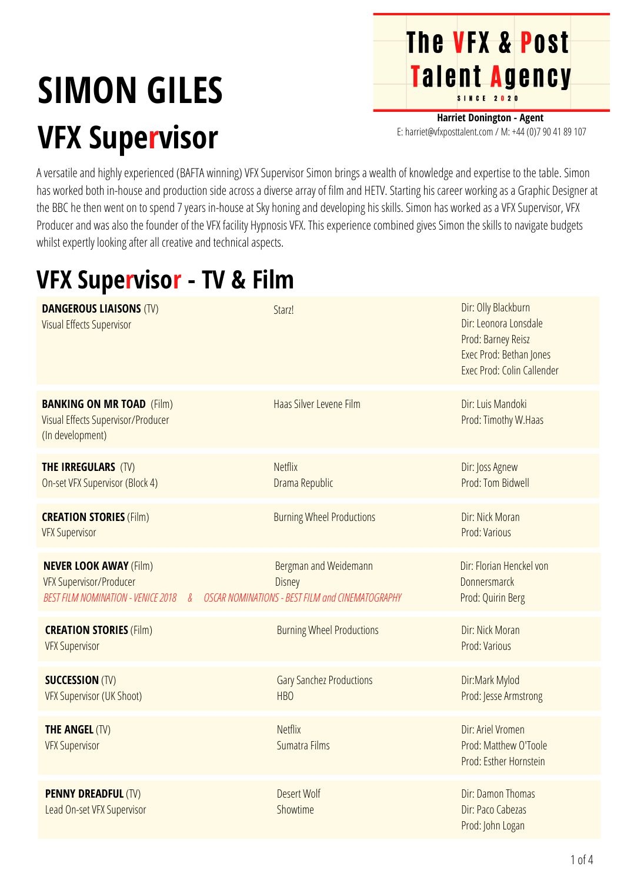# SIMON GILES

## VFX Supervisor

**The VFX & Post Talent Agency**
SINCE 2020

**Harriet Donington - Agent**
E: harriet@vfxposttalent.com / M: +44 (0)7 90 41 89 107

A versatile and highly experienced (BAFTA winning) VFX Supervisor Simon brings a wealth of knowledge and expertise to the table. Simon has worked both in-house and production side across a diverse array of film and HETV. Starting his career working as a Graphic Designer at the BBC he then went on to spend 7 years in-house at Sky honing and developing his skills. Simon has worked as a VFX Supervisor, VFX Producer and was also the founder of the VFX facility Hypnosis VFX. This experience combined gives Simon the skills to navigate budgets whilst expertly looking after all creative and technical aspects.

## VFX Supervisor - TV & Film

| Project | Company | Credits |
|---|---|---|
| **DANGEROUS LIAISONS** (TV)<br>Visual Effects Supervisor | Starz! | Dir: Olly Blackburn<br>Dir: Leonora Lonsdale<br>Prod: Barney Reisz<br>Exec Prod: Bethan Jones<br>Exec Prod: Colin Callender |
| **BANKING ON MR TOAD** (Film)<br>Visual Effects Supervisor/Producer<br>(In development) | Haas Silver Levene Film | Dir: Luis Mandoki<br>Prod: Timothy W.Haas |
| **THE IRREGULARS** (TV)<br>On-set VFX Supervisor (Block 4) | Netflix<br>Drama Republic | Dir: Joss Agnew<br>Prod: Tom Bidwell |
| **CREATION STORIES** (Film)<br>VFX Supervisor | Burning Wheel Productions | Dir: Nick Moran<br>Prod: Various |
| **NEVER LOOK AWAY** (Film)<br>VFX Supervisor/Producer<br>*BEST FILM NOMINATION - VENICE 2018 & OSCAR NOMINATIONS - BEST FILM and CINEMATOGRAPHY* | Bergman and Weidemann<br>Disney | Dir: Florian Henckel von Donnersmarck<br>Prod: Quirin Berg |
| **CREATION STORIES** (Film)<br>VFX Supervisor | Burning Wheel Productions | Dir: Nick Moran<br>Prod: Various |
| **SUCCESSION** (TV)<br>VFX Supervisor (UK Shoot) | Gary Sanchez Productions<br>HBO | Dir:Mark Mylod<br>Prod: Jesse Armstrong |
| **THE ANGEL** (TV)<br>VFX Supervisor | Netflix<br>Sumatra Films | Dir: Ariel Vromen<br>Prod: Matthew O'Toole<br>Prod: Esther Hornstein |
| **PENNY DREADFUL** (TV)<br>Lead On-set VFX Supervisor | Desert Wolf<br>Showtime | Dir: Damon Thomas<br>Dir: Paco Cabezas<br>Prod: John Logan |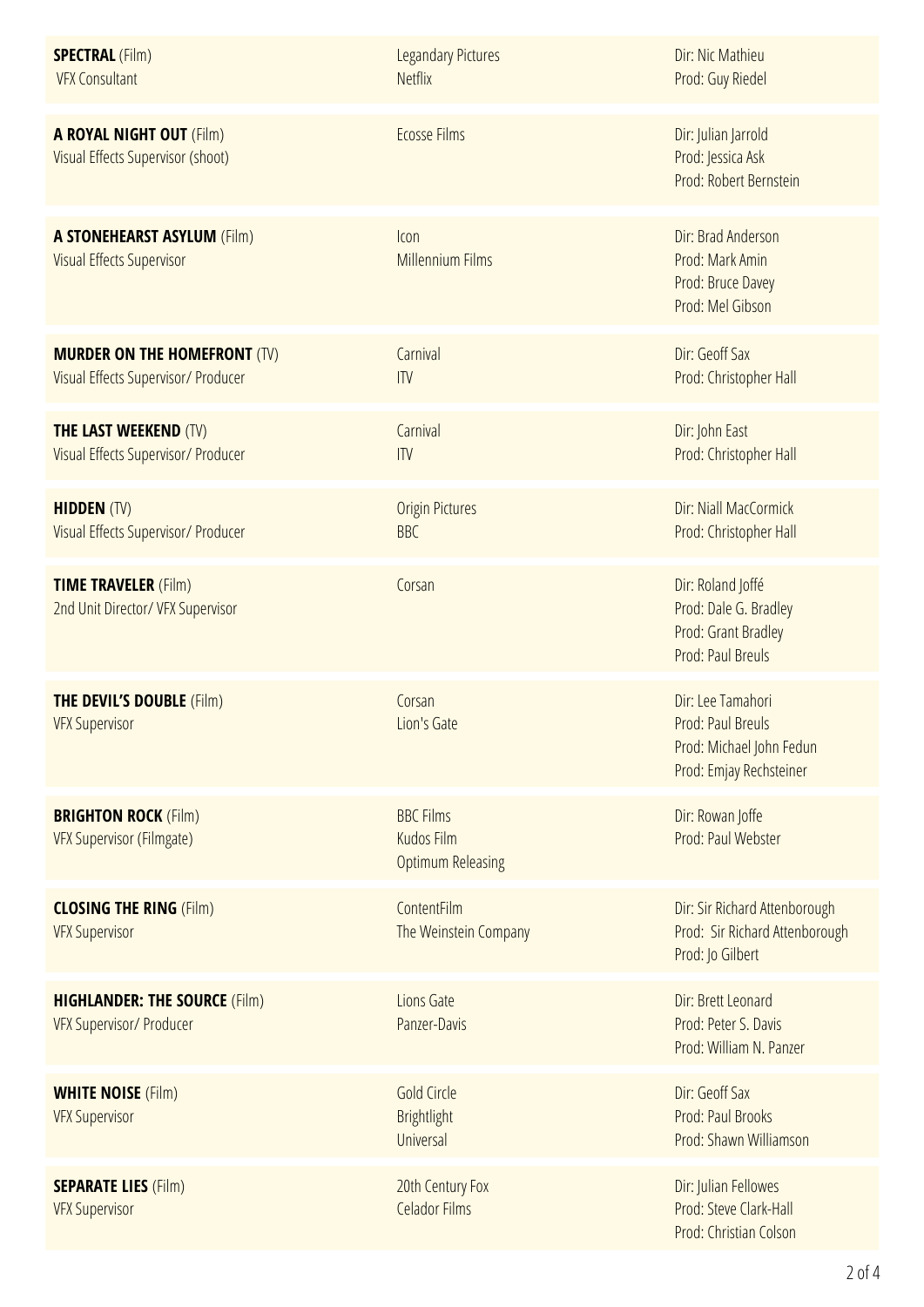| | | |
|---|---|---|
| **SPECTRAL** (Film)<br>VFX Consultant | Legandary Pictures<br>Netflix | Dir: Nic Mathieu<br>Prod: Guy Riedel |
| **A ROYAL NIGHT OUT** (Film)<br>Visual Effects Supervisor (shoot) | Ecosse Films | Dir: Julian Jarrold<br>Prod: Jessica Ask<br>Prod: Robert Bernstein |
| **A STONEHEARST ASYLUM** (Film)<br>Visual Effects Supervisor | Icon<br>Millennium Films | Dir: Brad Anderson<br>Prod: Mark Amin<br>Prod: Bruce Davey<br>Prod: Mel Gibson |
| **MURDER ON THE HOMEFRONT** (TV)<br>Visual Effects Supervisor/ Producer | Carnival<br>ITV | Dir: Geoff Sax<br>Prod: Christopher Hall |
| **THE LAST WEEKEND** (TV)<br>Visual Effects Supervisor/ Producer | Carnival<br>ITV | Dir: John East<br>Prod: Christopher Hall |
| **HIDDEN** (TV)<br>Visual Effects Supervisor/ Producer | Origin Pictures<br>BBC | Dir: Niall MacCormick<br>Prod: Christopher Hall |
| **TIME TRAVELER** (Film)<br>2nd Unit Director/ VFX Supervisor | Corsan | Dir: Roland Joffé<br>Prod: Dale G. Bradley<br>Prod: Grant Bradley<br>Prod: Paul Breuls |
| **THE DEVIL'S DOUBLE** (Film)<br>VFX Supervisor | Corsan<br>Lion's Gate | Dir: Lee Tamahori<br>Prod: Paul Breuls<br>Prod: Michael John Fedun<br>Prod: Emjay Rechsteiner |
| **BRIGHTON ROCK** (Film)<br>VFX Supervisor (Filmgate) | BBC Films<br>Kudos Film<br>Optimum Releasing | Dir: Rowan Joffe<br>Prod: Paul Webster |
| **CLOSING THE RING** (Film)<br>VFX Supervisor | ContentFilm<br>The Weinstein Company | Dir: Sir Richard Attenborough<br>Prod: Sir Richard Attenborough<br>Prod: Jo Gilbert |
| **HIGHLANDER: THE SOURCE** (Film)<br>VFX Supervisor/ Producer | Lions Gate<br>Panzer-Davis | Dir: Brett Leonard<br>Prod: Peter S. Davis<br>Prod: William N. Panzer |
| **WHITE NOISE** (Film)<br>VFX Supervisor | Gold Circle<br>Brightlight<br>Universal | Dir: Geoff Sax<br>Prod: Paul Brooks<br>Prod: Shawn Williamson |
| **SEPARATE LIES** (Film)<br>VFX Supervisor | 20th Century Fox<br>Celador Films | Dir: Julian Fellowes<br>Prod: Steve Clark-Hall<br>Prod: Christian Colson |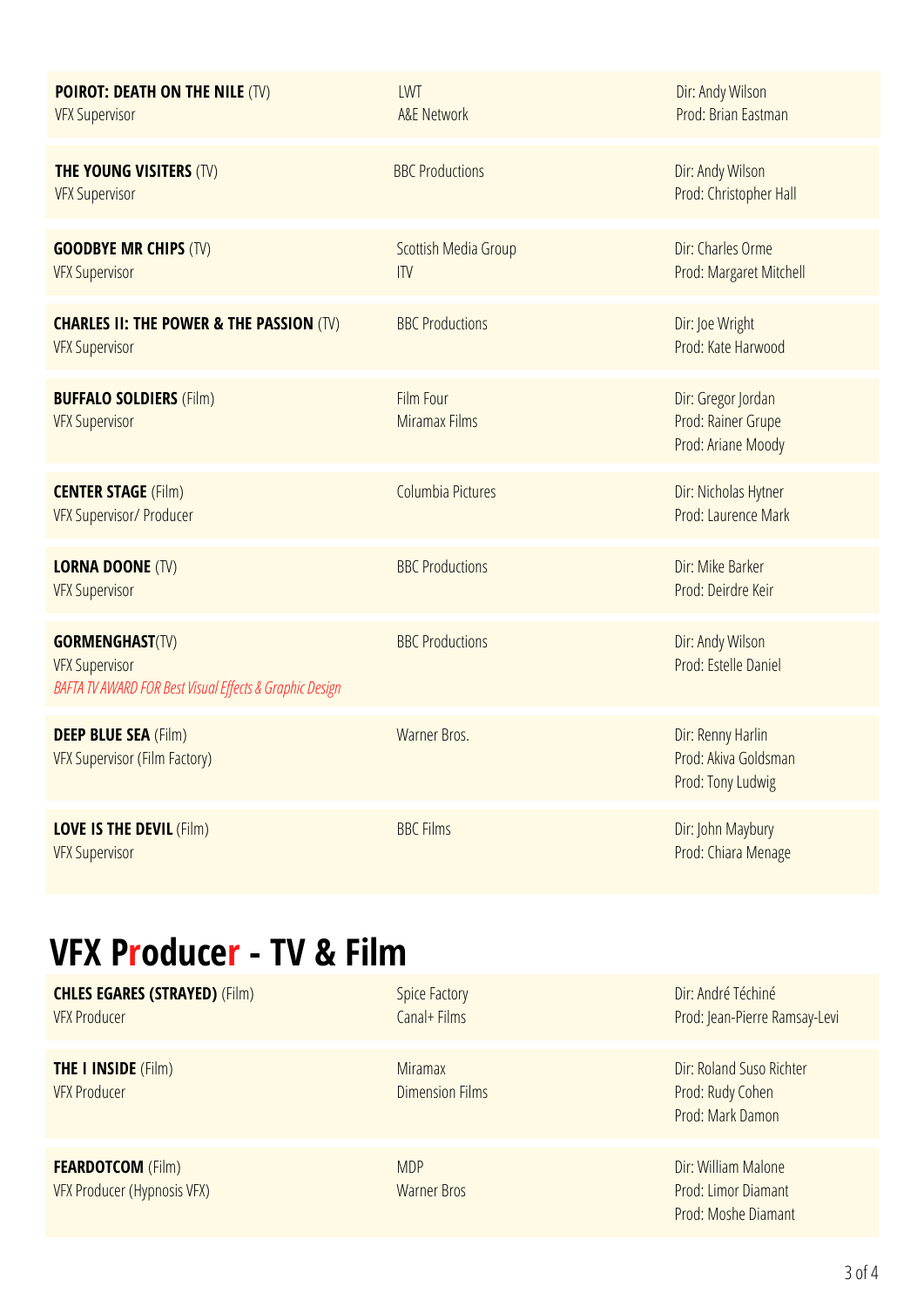| | | |
|---|---|---|
| **POIROT: DEATH ON THE NILE** (TV)<br>VFX Supervisor | LWT<br>A&E Network | Dir: Andy Wilson<br>Prod: Brian Eastman |
| **THE YOUNG VISITERS** (TV)<br>VFX Supervisor | BBC Productions | Dir: Andy Wilson<br>Prod: Christopher Hall |
| **GOODBYE MR CHIPS** (TV)<br>VFX Supervisor | Scottish Media Group<br>ITV | Dir: Charles Orme<br>Prod: Margaret Mitchell |
| **CHARLES II: THE POWER & THE PASSION** (TV)<br>VFX Supervisor | BBC Productions | Dir: Joe Wright<br>Prod: Kate Harwood |
| **BUFFALO SOLDIERS** (Film)<br>VFX Supervisor | Film Four<br>Miramax Films | Dir: Gregor Jordan<br>Prod: Rainer Grupe<br>Prod: Ariane Moody |
| **CENTER STAGE** (Film)<br>VFX Supervisor/ Producer | Columbia Pictures | Dir: Nicholas Hytner<br>Prod: Laurence Mark |
| **LORNA DOONE** (TV)<br>VFX Supervisor | BBC Productions | Dir: Mike Barker<br>Prod: Deirdre Keir |
| **GORMENGHAST**(TV)<br>VFX Supervisor<br>*BAFTA TV AWARD FOR Best Visual Effects & Graphic Design* | BBC Productions | Dir: Andy Wilson<br>Prod: Estelle Daniel |
| **DEEP BLUE SEA** (Film)<br>VFX Supervisor (Film Factory) | Warner Bros. | Dir: Renny Harlin<br>Prod: Akiva Goldsman<br>Prod: Tony Ludwig |
| **LOVE IS THE DEVIL** (Film)<br>VFX Supervisor | BBC Films | Dir: John Maybury<br>Prod: Chiara Menage |

# VFX Producer - TV & Film

| | | |
|---|---|---|
| **CHLES EGARES (STRAYED)** (Film)<br>VFX Producer | Spice Factory<br>Canal+ Films | Dir: André Téchiné<br>Prod: Jean-Pierre Ramsay-Levi |
| **THE I INSIDE** (Film)<br>VFX Producer | Miramax<br>Dimension Films | Dir: Roland Suso Richter<br>Prod: Rudy Cohen<br>Prod: Mark Damon |
| **FEARDOTCOM** (Film)<br>VFX Producer (Hypnosis VFX) | MDP<br>Warner Bros | Dir: William Malone<br>Prod: Limor Diamant<br>Prod: Moshe Diamant |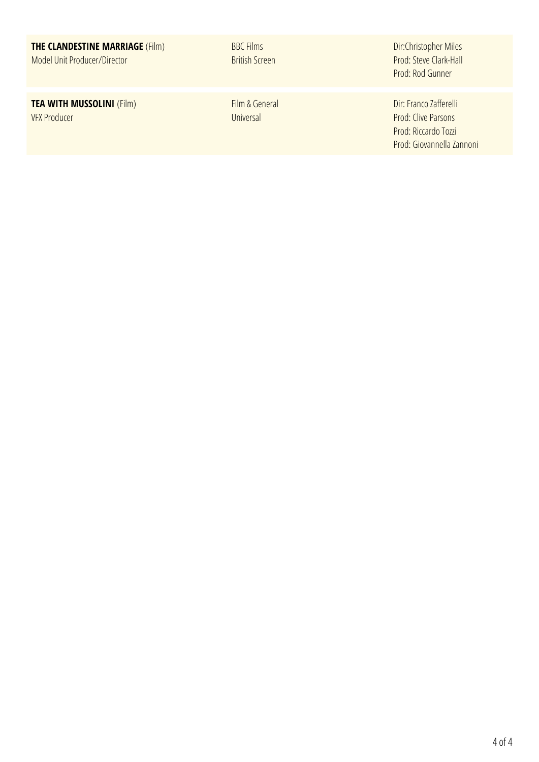| | | |
|---|---|---|
| **THE CLANDESTINE MARRIAGE** (Film)<br>Model Unit Producer/Director | BBC Films<br>British Screen | Dir:Christopher Miles<br>Prod: Steve Clark-Hall<br>Prod: Rod Gunner |
| **TEA WITH MUSSOLINI** (Film)<br>VFX Producer | Film & General<br>Universal | Dir: Franco Zafferelli<br>Prod: Clive Parsons<br>Prod: Riccardo Tozzi<br>Prod: Giovannella Zannoni |